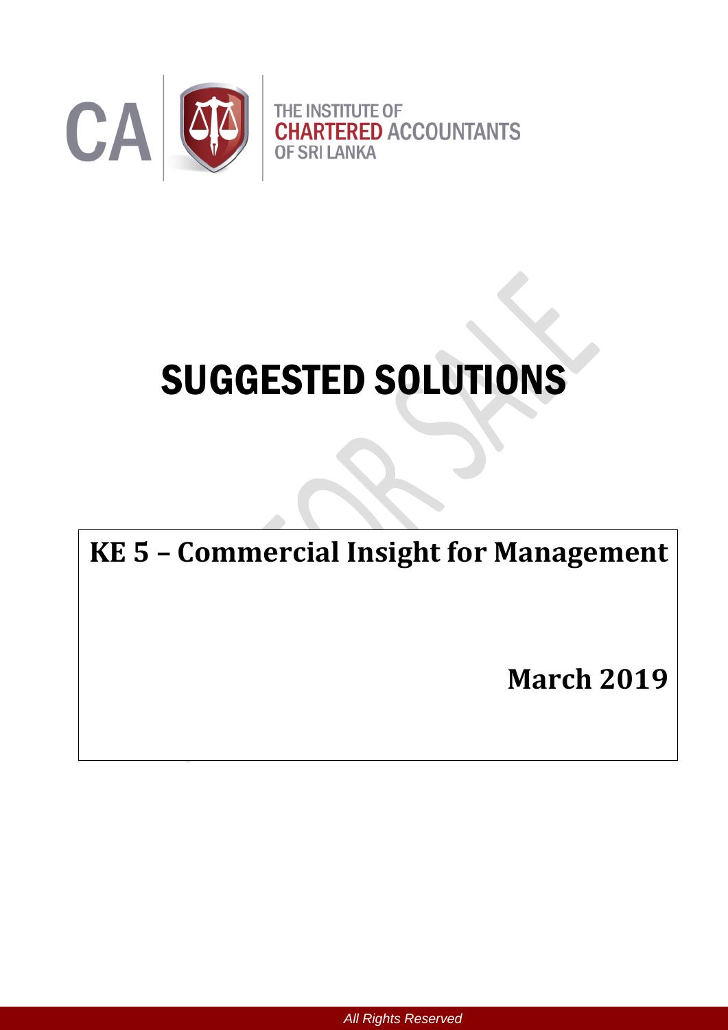THE INSTITUTE OF
CHARTERED ACCOUNTANTS
OF SRI LANKA

# SUGGESTED SOLUTIONS

## KE 5 – Commercial Insight for Management

**March 2019**

*All Rights Reserved*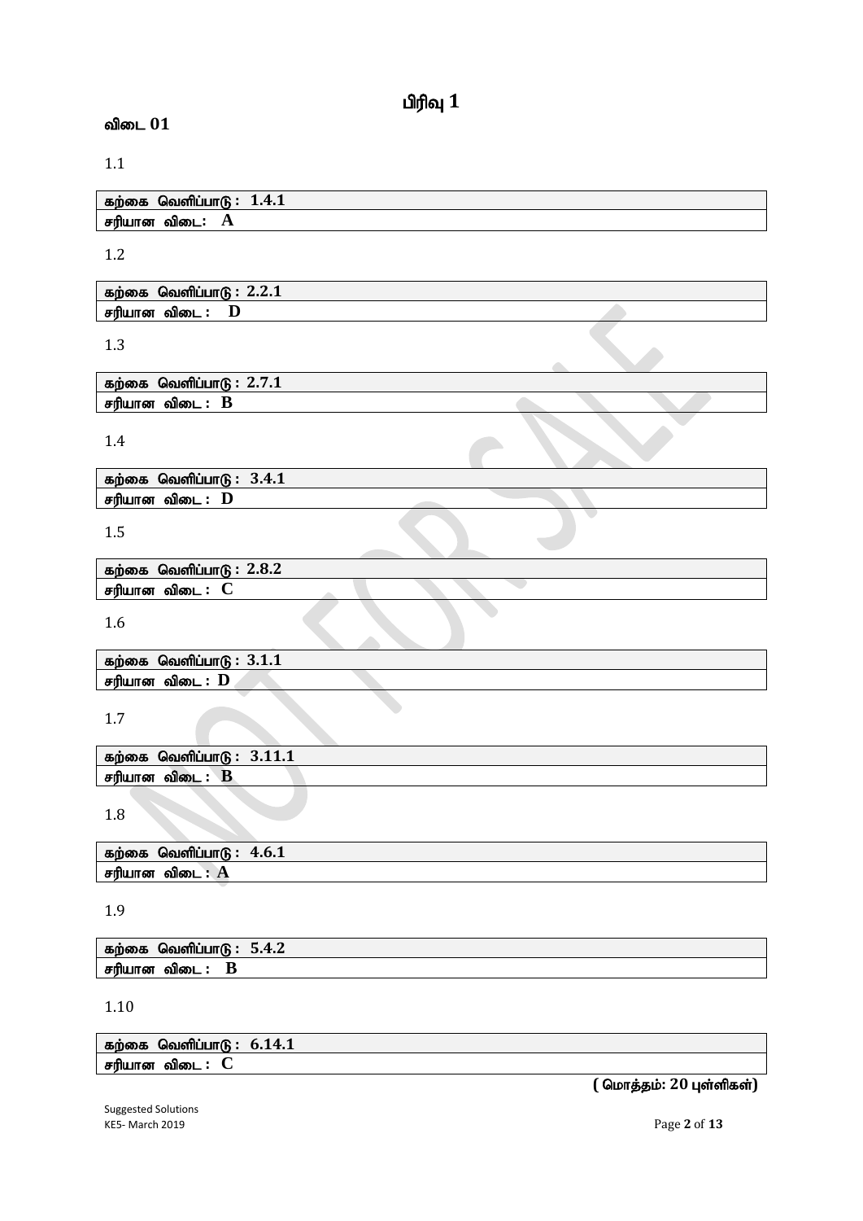# பிரிவு 1

## விடை 01

1.1

| கற்கை வெளிப்பாடு : 1.4.1 |
|---|
| சரியான விடை: **A** |

1.2

| கற்கை வெளிப்பாடு : 2.2.1 |
|---|
| சரியான விடை : **D** |

1.3

| கற்கை வெளிப்பாடு : 2.7.1 |
|---|
| சரியான விடை : **B** |

1.4

| கற்கை வெளிப்பாடு : 3.4.1 |
|---|
| சரியான விடை : **D** |

1.5

| கற்கை வெளிப்பாடு : 2.8.2 |
|---|
| சரியான விடை : **C** |

1.6

| கற்கை வெளிப்பாடு : 3.1.1 |
|---|
| சரியான விடை : **D** |

1.7

| கற்கை வெளிப்பாடு : 3.11.1 |
|---|
| சரியான விடை : **B** |

1.8

| கற்கை வெளிப்பாடு : 4.6.1 |
|---|
| சரியான விடை : **A** |

1.9

| கற்கை வெளிப்பாடு : 5.4.2 |
|---|
| சரியான விடை : **B** |

1.10

| கற்கை வெளிப்பாடு : 6.14.1 |
|---|
| சரியான விடை : **C** |

**( மொத்தம்: 20 புள்ளிகள்)**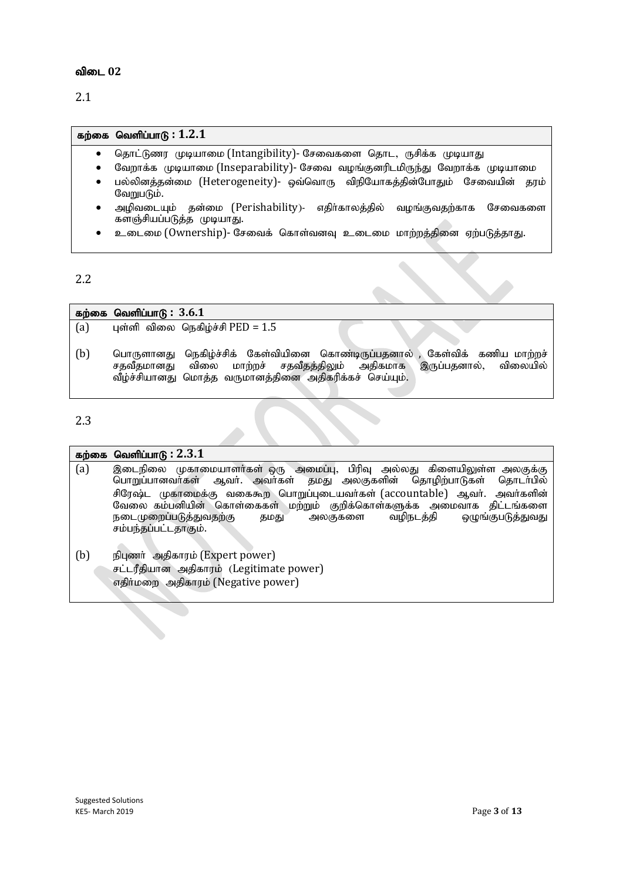## விடை 02

2.1

| கற்கை வெளிப்பாடு : 1.2.1 |
| --- |
| • தொட்டுணர முடியாமை (Intangibility)- சேவைகளை தொட, ருசிக்க முடியாது<br>• வேறாக்க முடியாமை (Inseparability)- சேவை வழங்குனரிடமிருந்து வேறாக்க முடியாமை<br>• பல்லினத்தன்மை (Heterogeneity)- ஒவ்வொரு விநியோகத்தின்போதும் சேவையின் தரம் வேறுபடும்.<br>• அழிவடையும் தன்மை (Perishability)- எதிர்காலத்தில் வழங்குவதற்காக சேவைகளை களஞ்சியப்படுத்த முடியாது.<br>• உடைமை (Ownership)- சேவைக் கொள்வனவு உடைமை மாற்றத்தினை ஏற்படுத்தாது. |

2.2

| கற்கை வெளிப்பாடு : 3.6.1 | |
| --- | --- |
| (a) | புள்ளி விலை நெகிழ்ச்சி PED = 1.5 |
| (b) | பொருளானது நெகிழ்ச்சிக் கேள்வியினை கொண்டிருப்பதனால் , கேள்விக் கணிய மாற்றச் சதவீதமானது விலை மாற்றச் சதவீதத்திலும் அதிகமாக இருப்பதனால், விலையில் வீழ்ச்சியானது மொத்த வருமானத்தினை அதிகரிக்கச் செய்யும். |

2.3

| கற்கை வெளிப்பாடு : 2.3.1 | |
| --- | --- |
| (a) | இடைநிலை முகாமையாளர்கள் ஒரு அமைப்பு, பிரிவு அல்லது கிளையிலுள்ள அலகுக்கு பொறுப்பானவர்கள் ஆவர். அவர்கள் தமது அலகுகளின் தொழிற்பாடுகள் தொடர்பில் சிரேஷ்ட முகாமைக்கு வகைகூற பொறுப்புடையவர்கள் (accountable) ஆவர். அவர்களின் வேலை கம்பனியின் கொள்கைகள் மற்றும் குறிக்கோள்களுக்க அமைவாக திட்டங்களை நடைமுறைப்படுத்துவதற்கு தமது அலகுகளை வழிநடத்தி ஒழுங்குபடுத்துவது சம்பந்தப்பட்டதாகும். |
| (b) | நிபுணர் அதிகாரம் (Expert power)<br>சட்டரீதியான அதிகாரம் (Legitimate power)<br>எதிர்மறை அதிகாரம் (Negative power) |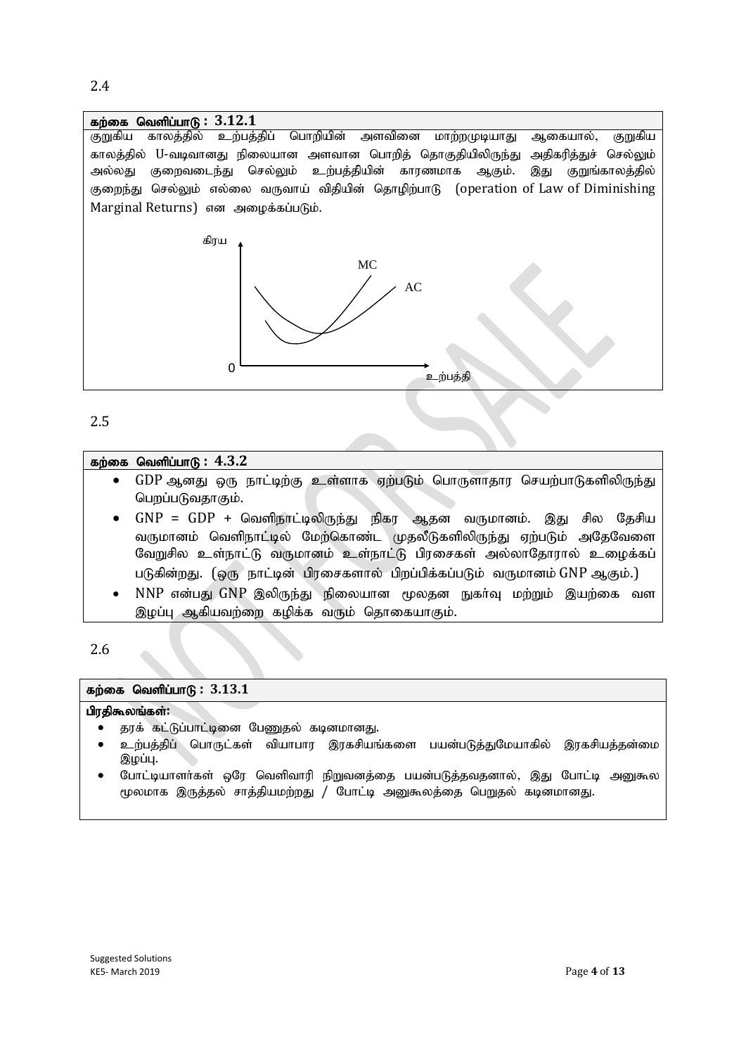2.4

**கற்கை வெளிப்பாடு : 3.12.1**

குறுகிய காலத்தில் உற்பத்திப் பொறியின் அளவினை மாற்றமுடியாது ஆகையால், குறுகிய காலத்தில் U-வடிவானது நிலையான அளவான பொறித் தொகுதியிலிருந்து அதிகரித்துச் செல்லும் அல்லது குறைவடைந்து செல்லும் உற்பத்தியின் காரணமாக ஆகும். இது குறுங்காலத்தில் குறைந்து செல்லும் எல்லை வருவாய் விதியின் தொழிற்பாடு (operation of Law of Diminishing Marginal Returns) என அழைக்கப்படும்.

2.5

**கற்கை வெளிப்பாடு : 4.3.2**

- GDP ஆனது ஒரு நாட்டிற்கு உள்ளாக ஏற்படும் பொருளாதார செயற்பாடுகளிலிருந்து பெறப்படுவதாகும்.
- GNP = GDP + வெளிநாட்டிலிருந்து நிகர ஆதன வருமானம். இது சில தேசிய வருமானம் வெளிநாட்டில் மேற்கொண்ட முதலீடுகளிலிருந்து ஏற்படும் அதேவேளை வேறுசில உள்நாட்டு வருமானம் உள்நாட்டு பிரசைகள் அல்லாதோரால் உழைக்கப் படுகின்றது. (ஒரு நாட்டின் பிரசைகளால் பிறப்பிக்கப்படும் வருமானம் GNP ஆகும்.)
- NNP என்பது GNP இலிருந்து நிலையான மூலதன நுகர்வு மற்றும் இயற்கை வள இழப்பு ஆகியவற்றை கழிக்க வரும் தொகையாகும்.

2.6

**கற்கை வெளிப்பாடு : 3.13.1**

**பிரதிகூலங்கள்:**

- தரக் கட்டுப்பாட்டினை பேணுதல் கடினமானது.
- உற்பத்திப் பொருட்கள் வியாபார இரகசியங்களை பயன்படுத்துமேயாகில் இரகசியத்தன்மை இழப்பு.
- போட்டியாளர்கள் ஒரே வெளிவாரி நிறுவனத்தை பயன்படுத்தவதனால், இது போட்டி அனுகூல மூலமாக இருத்தல் சாத்தியமற்றது / போட்டி அனுகூலத்தை பெறுதல் கடினமானது.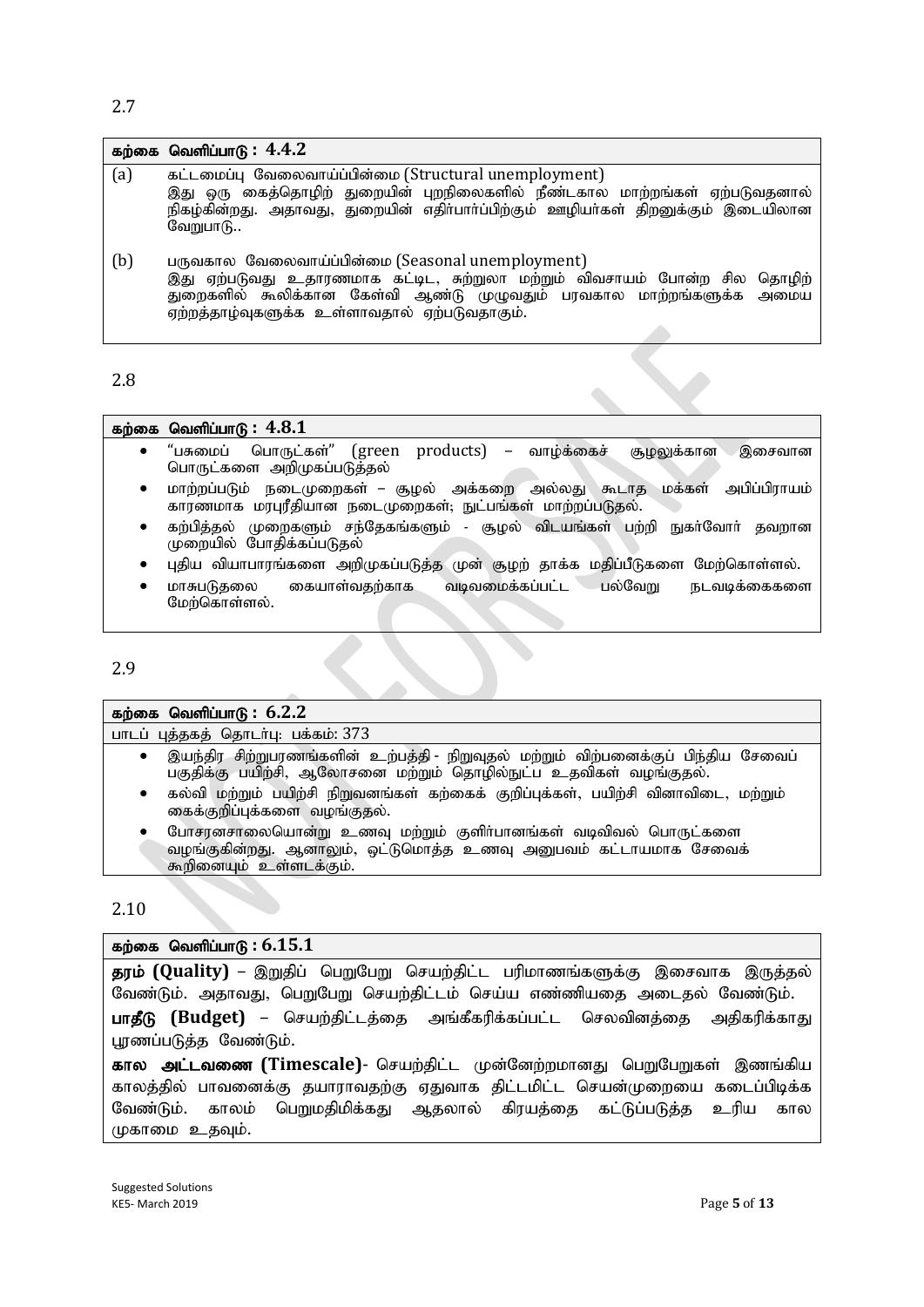2.7

**கற்கை வெளிப்பாடு : 4.4.2**

(a) கட்டமைப்பு வேலைவாய்ப்பின்மை (Structural unemployment)
இது ஒரு கைத்தொழிற் துறையின் புறநிலைகளில் நீண்டகால மாற்றங்கள் ஏற்படுவதனால் நிகழ்கின்றது. அதாவது, துறையின் எதிர்பார்ப்பிற்கும் ஊழியர்கள் திறனுக்கும் இடையிலான வேறுபாடு..

(b) பருவகால வேலைவாய்ப்பின்மை (Seasonal unemployment)
இது ஏற்படுவது உதாரணமாக கட்டிட, சுற்றுலா மற்றும் விவசாயம் போன்ற சில தொழிற் துறைகளில் கூலிக்கான கேள்வி ஆண்டு முழுவதும் பரவகால மாற்றங்களுக்க அமைய ஏற்றத்தாழ்வுகளுக்க உள்ளாவதால் ஏற்படுவதாகும்.

2.8

**கற்கை வெளிப்பாடு : 4.8.1**

- "பசுமைப் பொருட்கள்" (green products) – வாழ்க்கைச் சூழலுக்கான இசைவான பொருட்களை அறிமுகப்படுத்தல்
- மாற்றப்படும் நடைமுறைகள் – சூழல் அக்கறை அல்லது கூடாத மக்கள் அபிப்பிராயம் காரணமாக மரபுரீதியான நடைமுறைகள்; நுட்பங்கள் மாற்றப்படுதல்.
- கற்பித்தல் முறைகளும் சந்தேகங்களும் - சூழல் விடயங்கள் பற்றி நுகர்வோர் தவறான முறையில் போதிக்கப்படுதல்
- புதிய வியாபாரங்களை அறிமுகப்படுத்த முன் சூழற் தாக்க மதிப்பீடுகளை மேற்கொள்ளல்.
- மாசுபடுதலை கையாள்வதற்காக வடிவமைக்கப்பட்ட பல்வேறு நடவடிக்கைகளை மேற்கொள்ளல்.

2.9

**கற்கை வெளிப்பாடு : 6.2.2**

பாடப் புத்தகத் தொடர்பு: பக்கம்: 373

- இயந்திர சிற்றுபரணங்களின் உற்பத்தி - நிறுவுதல் மற்றும் விற்பனைக்குப் பிந்திய சேவைப் பகுதிக்கு பயிற்சி, ஆலோசனை மற்றும் தொழில்நுட்ப உதவிகள் வழங்குதல்.
- கல்வி மற்றும் பயிற்சி நிறுவனங்கள் கற்கைக் குறிப்புக்கள், பயிற்சி வினாவிடை, மற்றும் கைக்குறிப்புக்களை வழங்குதல்.
- போசரனசாலையொன்று உணவு மற்றும் குளிர்பானங்கள் வடிவில் பொருட்களை வழங்குகின்றது. ஆனாலும், ஒட்டுமொத்த உணவு அனுபவம் கட்டாயமாக சேவைக் கூறினையும் உள்ளடக்கும்.

2.10

**கற்கை வெளிப்பாடு : 6.15.1**

**தரம் (Quality)** – இறுதிப் பெறுபேறு செயற்திட்ட பரிமாணங்களுக்கு இசைவாக இருத்தல் வேண்டும். அதாவது, பெறுபேறு செயற்திட்டம் செய்ய எண்ணியதை அடைதல் வேண்டும்.

**பாதீடு (Budget)** – செயற்திட்டத்தை அங்கீகரிக்கப்பட்ட செலவினத்தை அதிகரிக்காது பூரணப்படுத்த வேண்டும்.

**கால அட்டவணை (Timescale)**- செயற்திட்ட முன்னேற்றமானது பெறுபேறுகள் இணங்கிய காலத்தில் பாவனைக்கு தயாராவதற்கு ஏதுவாக திட்டமிட்ட செயன்முறையை கடைப்பிடிக்க வேண்டும். காலம் பெறுமதிமிக்கது ஆதலால் கிரயத்தை கட்டுப்படுத்த உரிய கால முகாமை உதவும்.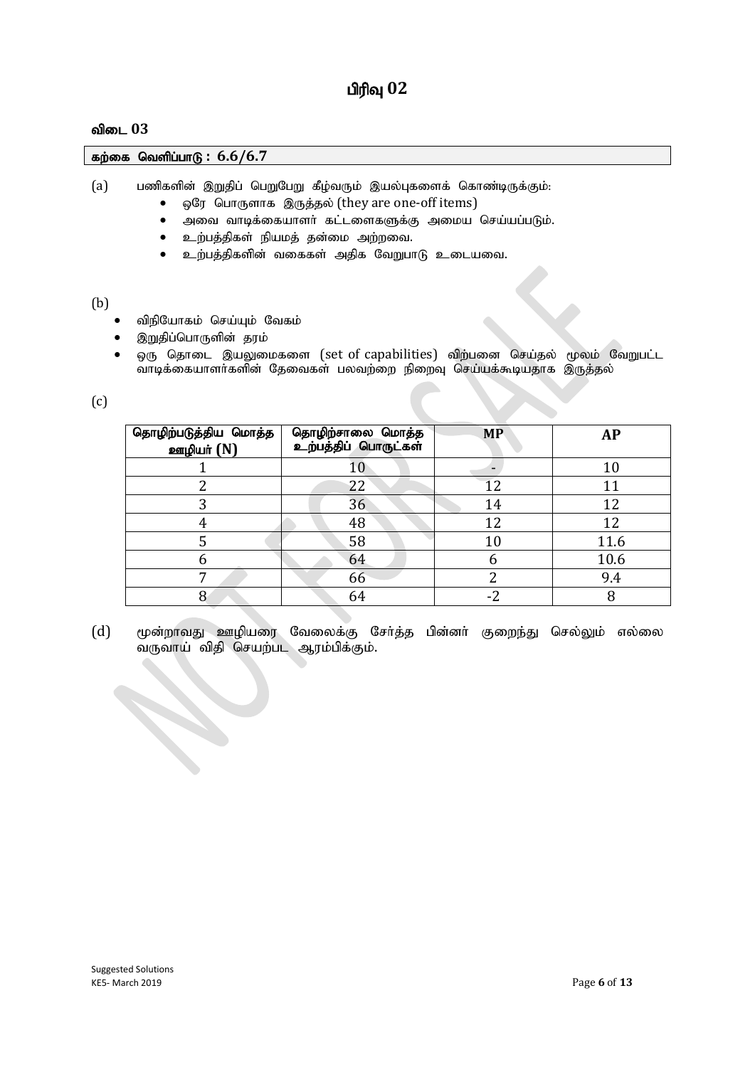# பிரிவு 02

## விடை 03

**கற்கை வெளிப்பாடு : 6.6/6.7**

(a) பணிகளின் இறுதிப் பெறுபேறு கீழ்வரும் இயல்புகளைக் கொண்டிருக்கும்:

- ஒரே பொருளாக இருத்தல் (they are one-off items)
- அவை வாடிக்கையாளர் கட்டளைகளுக்கு அமைய செய்யப்படும்.
- உற்பத்திகள் நியமத் தன்மை அற்றவை.
- உற்பத்திகளின் வகைகள் அதிக வேறுபாடு உடையவை.

(b)

- விநியோகம் செய்யும் வேகம்
- இறுதிப்பொருளின் தரம்
- ஒரு தொடை இயலுமைகளை (set of capabilities) விற்பனை செய்தல் மூலம் வேறுபட்ட வாடிக்கையாளர்களின் தேவைகள் பலவற்றை நிறைவு செய்யக்கூடியதாக இருத்தல்

(c)

| தொழிற்படுத்திய மொத்த ஊழியர் (N) | தொழிற்சாலை மொத்த உற்பத்திப் பொருட்கள் | MP | AP |
|---|---|---|---|
| 1 | 10 | - | 10 |
| 2 | 22 | 12 | 11 |
| 3 | 36 | 14 | 12 |
| 4 | 48 | 12 | 12 |
| 5 | 58 | 10 | 11.6 |
| 6 | 64 | 6 | 10.6 |
| 7 | 66 | 2 | 9.4 |
| 8 | 64 | -2 | 8 |

(d) மூன்றாவது ஊழியரை வேலைக்கு சேர்த்த பின்னர் குறைந்து செல்லும் எல்லை வருவாய் விதி செயற்பட ஆரம்பிக்கும்.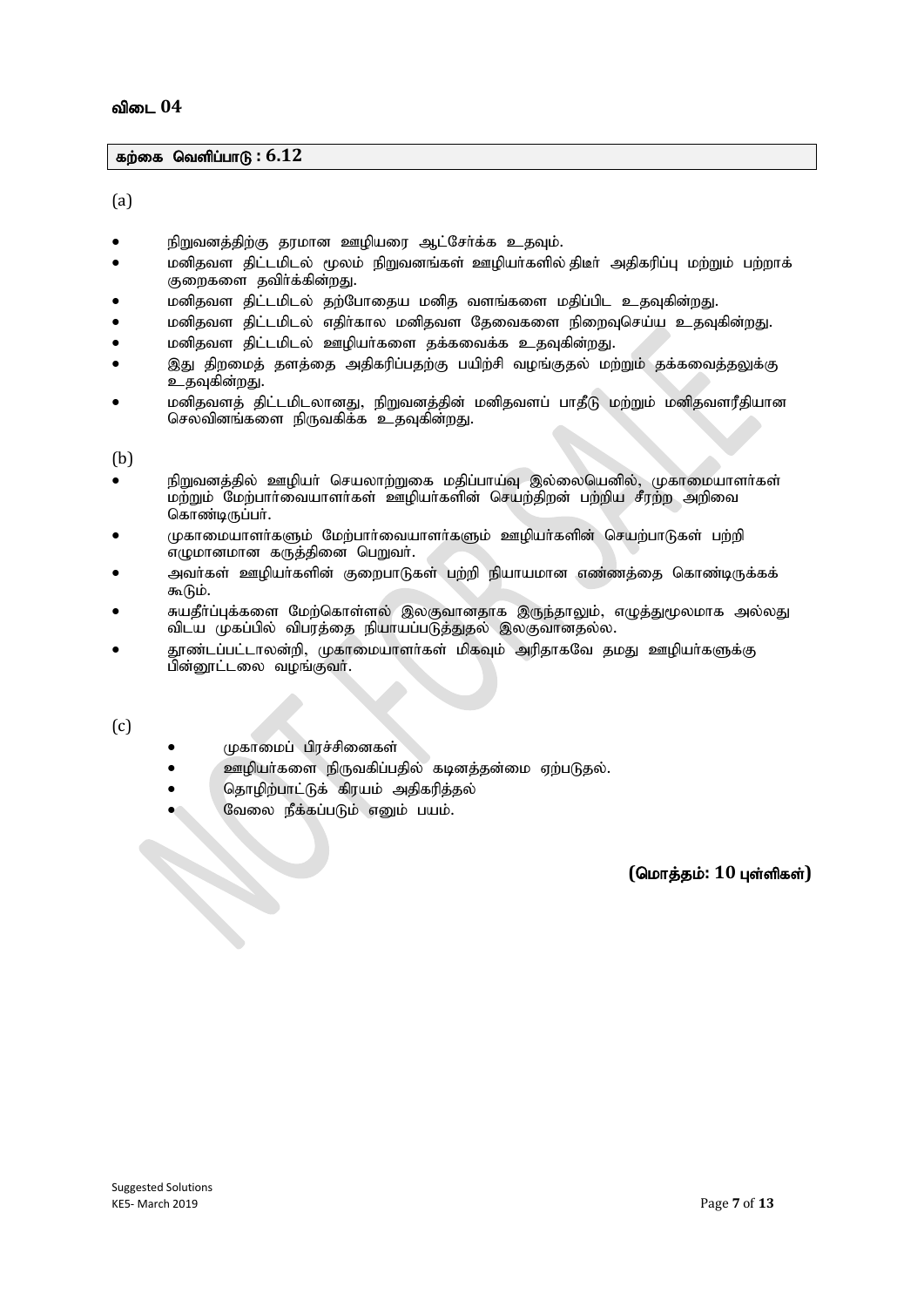## விடை 04

**கற்கை வெளிப்பாடு : 6.12**

(a)

- நிறுவனத்திற்கு தரமான ஊழியரை ஆட்சேர்க்க உதவும்.
- மனிதவள திட்டமிடல் மூலம் நிறுவனங்கள் ஊழியர்களில் திடீர் அதிகரிப்பு மற்றும் பற்றாக் குறைகளை தவிர்க்கின்றது.
- மனிதவள திட்டமிடல் தற்போதைய மனித வளங்களை மதிப்பிட உதவுகின்றது.
- மனிதவள திட்டமிடல் எதிர்கால மனிதவள தேவைகளை நிறைவுசெய்ய உதவுகின்றது.
- மனிதவள திட்டமிடல் ஊழியர்களை தக்கவைக்க உதவுகின்றது.
- இது திறமைத் தளத்தை அதிகரிப்பதற்கு பயிற்சி வழங்குதல் மற்றும் தக்கவைத்தலுக்கு உதவுகின்றது.
- மனிதவளத் திட்டமிடலானது, நிறுவனத்தின் மனிதவளப் பாதீடு மற்றும் மனிதவளரீதியான செலவினங்களை நிருவகிக்க உதவுகின்றது.

(b)

- நிறுவனத்தில் ஊழியர் செயலாற்றுகை மதிப்பாய்வு இல்லையெனில், முகாமையாளர்கள் மற்றும் மேற்பார்வையாளர்கள் ஊழியர்களின் செயற்திறன் பற்றிய சீரற்ற அறிவை கொண்டிருப்பர்.
- முகாமையாளர்களும் மேற்பார்வையாளர்களும் ஊழியர்களின் செயற்பாடுகள் பற்றி எழுமானமான கருத்தினை பெறுவர்.
- அவர்கள் ஊழியர்களின் குறைபாடுகள் பற்றி நியாயமான எண்ணத்தை கொண்டிருக்கக் கூடும்.
- சுயதீர்ப்புக்களை மேற்கொள்ளல் இலகுவானதாக இருந்தாலும், எழுத்துமூலமாக அல்லது விடய முகப்பில் விபரத்தை நியாயப்படுத்துதல் இலகுவானதல்ல.
- தூண்டப்பட்டாலன்றி, முகாமையாளர்கள் மிகவும் அரிதாகவே தமது ஊழியர்களுக்கு பின்னூட்டலை வழங்குவர்.

(c)

- முகாமைப் பிரச்சினைகள்
- ஊழியர்களை நிருவகிப்பதில் கடினத்தன்மை ஏற்படுதல்.
- தொழிற்பாட்டுக் கிரயம் அதிகரித்தல்
- வேலை நீக்கப்படும் எனும் பயம்.

**(மொத்தம்: 10 புள்ளிகள்)**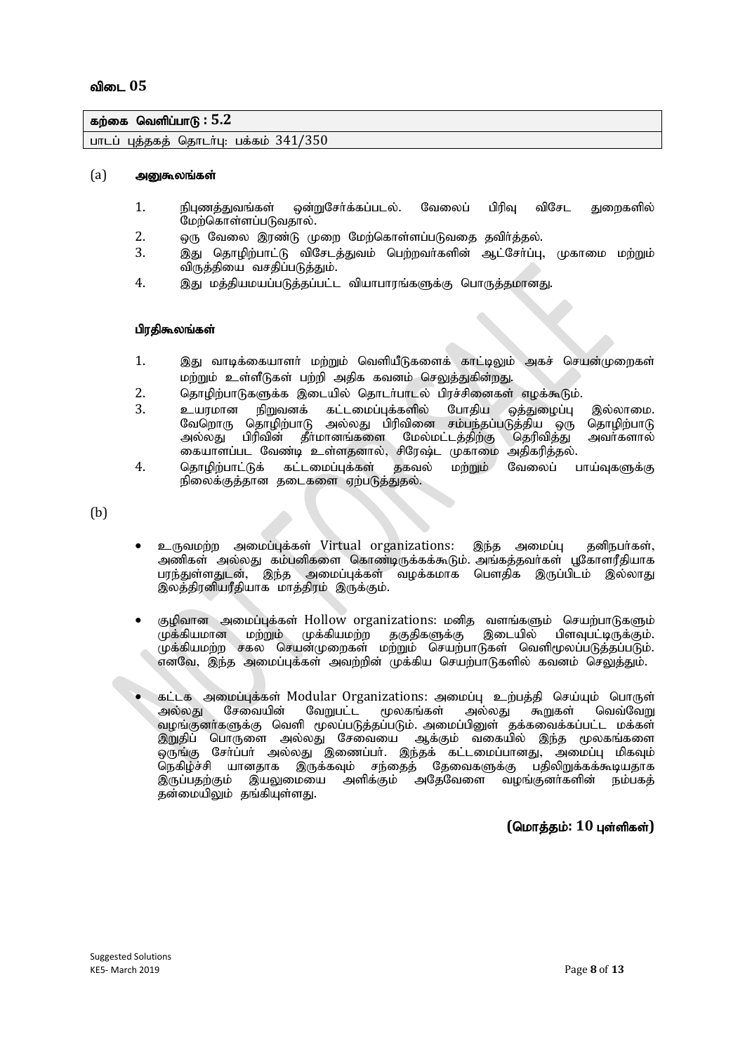## விடை 05

| கற்கை வெளிப்பாடு : 5.2 |
| --- |
| பாடப் புத்தகத் தொடர்பு: பக்கம் 341/350 |

(a) **அனுகூலங்கள்**

1. நிபுணத்துவங்கள் ஒன்றுசேர்க்கப்படல். வேலைப் பிரிவு விசேட துறைகளில் மேற்கொள்ளப்படுவதால்.
2. ஒரு வேலை இரண்டு முறை மேற்கொள்ளப்படுவதை தவிர்த்தல்.
3. இது தொழிற்பாட்டு விசேடத்துவம் பெற்றவர்களின் ஆட்சேர்ப்பு, முகாமை மற்றும் விருத்தியை வசதிப்படுத்தும்.
4. இது மத்தியமயப்படுத்தப்பட்ட வியாபாரங்களுக்கு பொருத்தமானது.

**பிரதிகூலங்கள்**

1. இது வாடிக்கையாளர் மற்றும் வெளியீடுகளைக் காட்டிலும் அகச் செயன்முறைகள் மற்றும் உள்ளீடுகள் பற்றி அதிக கவனம் செலுத்துகின்றது.
2. தொழிற்பாடுகளுக்க இடையில் தொடர்பாடல் பிரச்சினைகள் எழக்கூடும்.
3. உயரமான நிறுவனக் கட்டமைப்புக்களில் போதிய ஒத்துழைப்பு இல்லாமை. வேறொரு தொழிற்பாடு அல்லது பிரிவினை சம்பந்தப்படுத்திய ஒரு தொழிற்பாடு அல்லது பிரிவின் தீர்மானங்களை மேல்மட்டத்திற்கு தெரிவித்து அவர்களால் கையாளப்பட வேண்டி உள்ளதனால், சிரேஷ்ட முகாமை அதிகரித்தல்.
4. தொழிற்பாட்டுக் கட்டமைப்புக்கள் தகவல் மற்றும் வேலைப் பாய்வுகளுக்கு நிலைக்குத்தான தடைகளை ஏற்படுத்துதல்.

(b)

- உருவமற்ற அமைப்புக்கள் Virtual organizations: இந்த அமைப்பு தனிநபர்கள், அணிகள் அல்லது கம்பனிகளை கொண்டிருக்கக்கூடும். அங்கத்தவர்கள் பூகோளரீதியாக பரந்துள்ளதுடன், இந்த அமைப்புக்கள் வழக்கமாக பௌதிக இருப்பிடம் இல்லாது இலத்திரனியரீதியாக மாத்திரம் இருக்கும்.

- குழிவான அமைப்புக்கள் Hollow organizations: மனித வளங்களும் செயற்பாடுகளும் முக்கியமான மற்றும் முக்கியமற்ற தகுதிகளுக்கு இடையில் பிளவுபட்டிருக்கும். முக்கியமற்ற சகல செயன்முறைகள் மற்றும் செயற்பாடுகள் வெளிமூலப்படுத்தப்படும். எனவே, இந்த அமைப்புக்கள் அவற்றின் முக்கிய செயற்பாடுகளில் கவனம் செலுத்தும்.

- கட்டக அமைப்புக்கள் Modular Organizations: அமைப்பு உற்பத்தி செய்யும் பொருள் அல்லது சேவையின் வேறுபட்ட மூலகங்கள் அல்லது கூறுகள் வெவ்வேறு வழங்குனர்களுக்கு வெளி மூலப்படுத்தப்படும். அமைப்பினுள் தக்கவைக்கப்பட்ட மக்கள் இறுதிப் பொருளை அல்லது சேவையை ஆக்கும் வகையில் இந்த மூலகங்களை ஒருங்கு சேர்ப்பர் அல்லது இணைப்பர். இந்தக் கட்டமைப்பானது, அமைப்பு மிகவும் நெகிழ்ச்சி யானதாக இருக்கவும் சந்தைத் தேவைகளுக்கு பதிலிறுக்கக்கூடியதாக இருப்பதற்கும் இயலுமையை அளிக்கும் அதேவேளை வழங்குனர்களின் நம்பகத் தன்மையிலும் தங்கியுள்ளது.

**(மொத்தம்: 10 புள்ளிகள்)**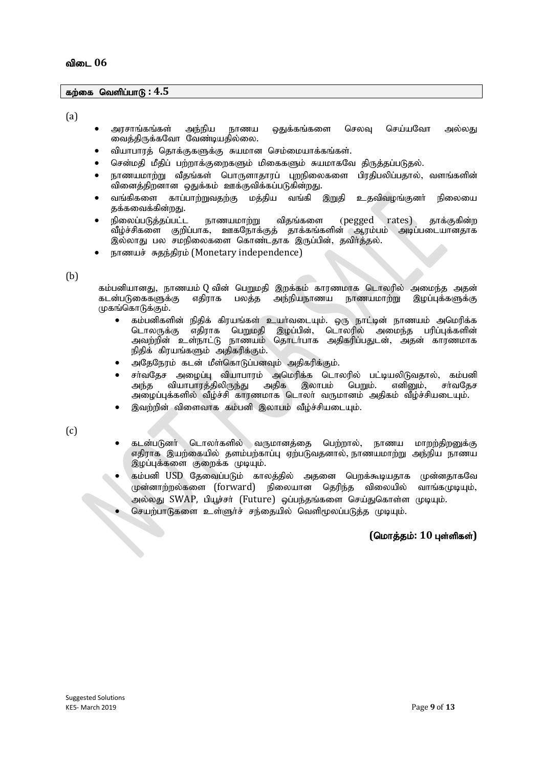## விடை 06

**கற்கை வெளிப்பாடு : 4.5**

(a)

- அரசாங்கங்கள் அந்நிய நாணய ஒதுக்கங்களை செலவு செய்யவோ அல்லது வைத்திருக்கவோ வேண்டியதில்லை.
- வியாபாரத் தொக்குகளுக்கு சுயமான செம்மையாக்கங்கள்.
- சென்மதி மீதிப் பற்றாக்குறைகளும் மிகைகளும் சுயமாகவே திருத்தப்படுதல்.
- நாணயமாற்று வீதங்கள் பொருளாதாரப் புறநிலைகளை பிரதிபலிப்பதால், வளங்களின் வினைத்திறனான ஒதுக்கம் ஊக்குவிக்கப்படுகின்றது.
- வங்கிகளை காப்பாற்றுவதற்கு மத்திய வங்கி இறுதி உதவிவழங்குனர் நிலையை தக்கவைக்கின்றது.
- நிலைப்படுத்தப்பட்ட நாணயமாற்று விதங்களை (pegged rates) தாக்குகின்ற வீழ்ச்சிகளை குறிப்பாக, ஊகநோக்குத் தாக்கங்களின் ஆரம்பம் அடிப்படையானதாக இல்லாது பல சமநிலைகளை கொண்டதாக இருப்பின், தவிர்த்தல்.
- நாணயச் சுதந்திரம் (Monetary independence)

(b)

கம்பனியானது, நாணயம் Q வின் பெறுமதி இறக்கம் காரணமாக டொலரில் அமைந்த அதன் கடன்படுகைகளுக்கு எதிராக பலத்த அந்நியநாணய நாணயமாற்று இழப்புக்களுக்கு முகங்கொடுக்கும்.

- கம்பனிகளின் நிதிக் கிரயங்கள் உயர்வடையும். ஒரு நாட்டின் நாணயம் அமெரிக்க டொலருக்கு எதிராக பெறுமதி இழப்பின், டொலரில் அமைந்த பரிப்புக்களின் அவற்றின் உள்நாட்டு நாணயம் தொடர்பாக அதிகரிப்பதுடன், அதன் காரணமாக நிதிக் கிரயங்களும் அதிகரிக்கும்.
- அதேநேரம் கடன் மீள்கொடுப்பனவும் அதிகரிக்கும்.
- சர்வதேச அழைப்பு வியாபாரம் அமெரிக்க டொலரில் பட்டியலிடுவதால், கம்பனி அந்த வியாபாரத்திலிருந்து அதிக இலாபம் பெறும். எனினும், சர்வதேச அழைப்புக்களில் வீழ்ச்சி காரணமாக டொலர் வருமானம் அதிகம் வீழ்ச்சியடையும்.
- இவற்றின் விளைவாக கம்பனி இலாபம் வீழ்ச்சியடையும்.

(c)

- கடன்படுனர் டொலர்களில் வருமானத்தை பெற்றால், நாணய மாறற்திறனுக்கு எதிராக இயற்கையில் தளம்பற்காப்பு ஏற்படுவதனால், நாணயமாற்று அந்நிய நாணய இழப்புக்களை குறைக்க முடியும்.
- கம்பனி USD தேவைப்படும் காலத்தில் அதனை பெறக்கூடியதாக முன்னதாகவே முன்னாற்றல்களை (forward) நிலையான தெரிந்த விலையில் வாங்கமுடியும், அல்லது SWAP, பியூச்சர் (Future) ஒப்பந்தங்களை செய்துகொள்ள முடியும்.
- செயற்பாடுகளை உள்ளூர்ச் சந்தையில் வெளிமூலப்படுத்த முடியும்.

**(மொத்தம்: 10 புள்ளிகள்)**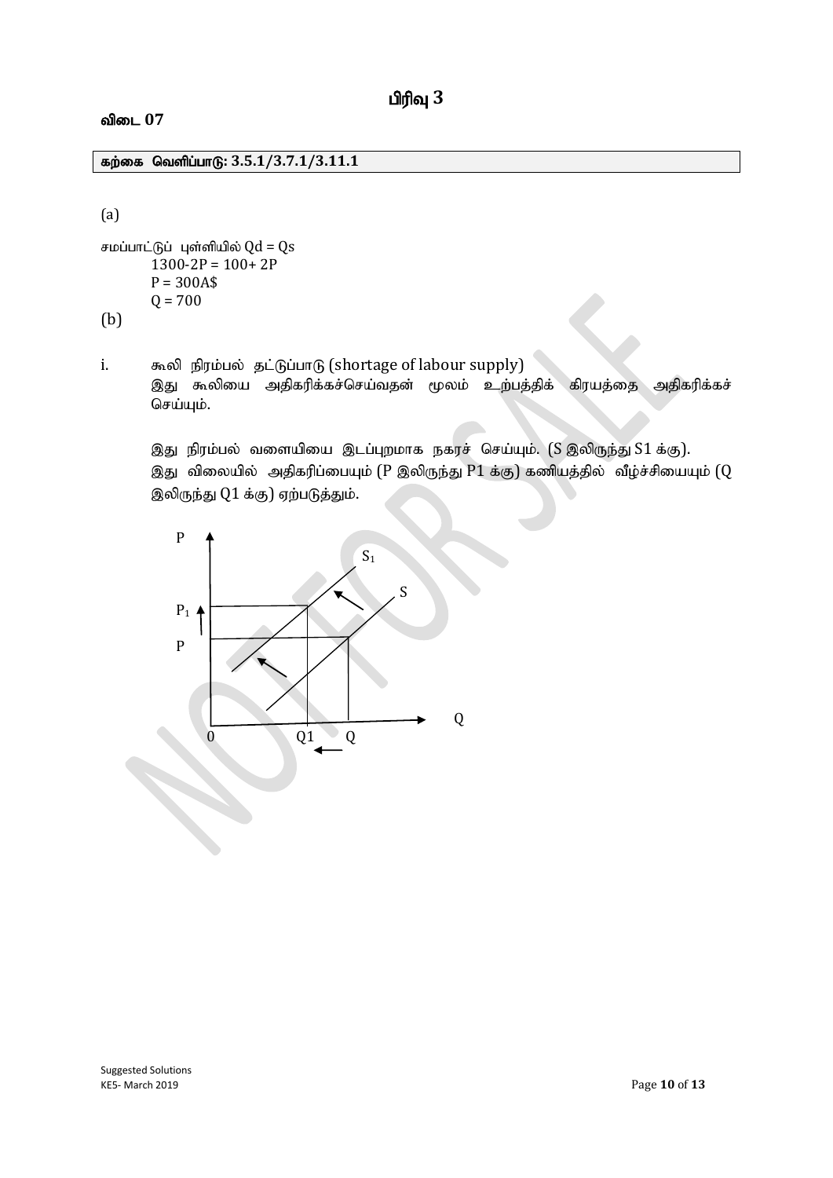# பிரிவு 3

## விடை 07

**கற்கை வெளிப்பாடு: 3.5.1/3.7.1/3.11.1**

(a)

சமப்பாட்டுப் புள்ளியில் Qd = Qs

$1300 - 2P = 100 + 2P$

$P = 300A\$$

$Q = 700$

(b)

i. கூலி நிரம்பல் தட்டுப்பாடு (shortage of labour supply)
இது கூலியை அதிகரிக்கச்செய்வதன் மூலம் உற்பத்திக் கிரயத்தை அதிகரிக்கச் செய்யும்.

இது நிரம்பல் வளையியை இடப்புறமாக நகரச் செய்யும். (S இலிருந்து S1 க்கு).
இது விலையில் அதிகரிப்பையும் (P இலிருந்து P1 க்கு) கணியத்தில் வீழ்ச்சியையும் (Q இலிருந்து Q1 க்கு) ஏற்படுத்தும்.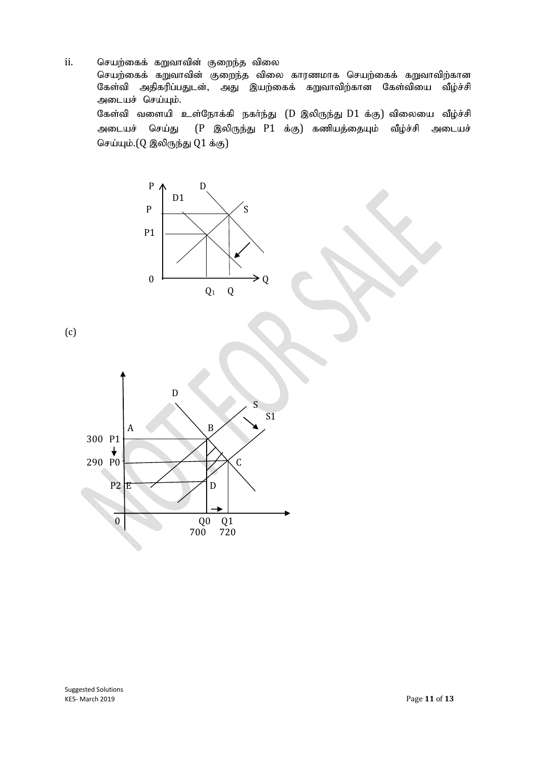ii. செயற்கைக் கறுவாவின் குறைந்த விலை

செயற்கைக் கறுவாவின் குறைந்த விலை காரணமாக செயற்கைக் கறுவாவிற்கான கேள்வி அதிகரிப்பதுடன், அது இயற்கைக் கறுவாவிற்கான கேள்வியை வீழ்ச்சி அடையச் செய்யும்.

கேள்வி வளையி உள்நோக்கி நகர்ந்து (D இலிருந்து D1 க்கு) விலையை வீழ்ச்சி அடையச் செய்து (P இலிருந்து P1 க்கு) கணியத்தையும் வீழ்ச்சி அடையச் செய்யும்.(Q இலிருந்து Q1 க்கு)

(c)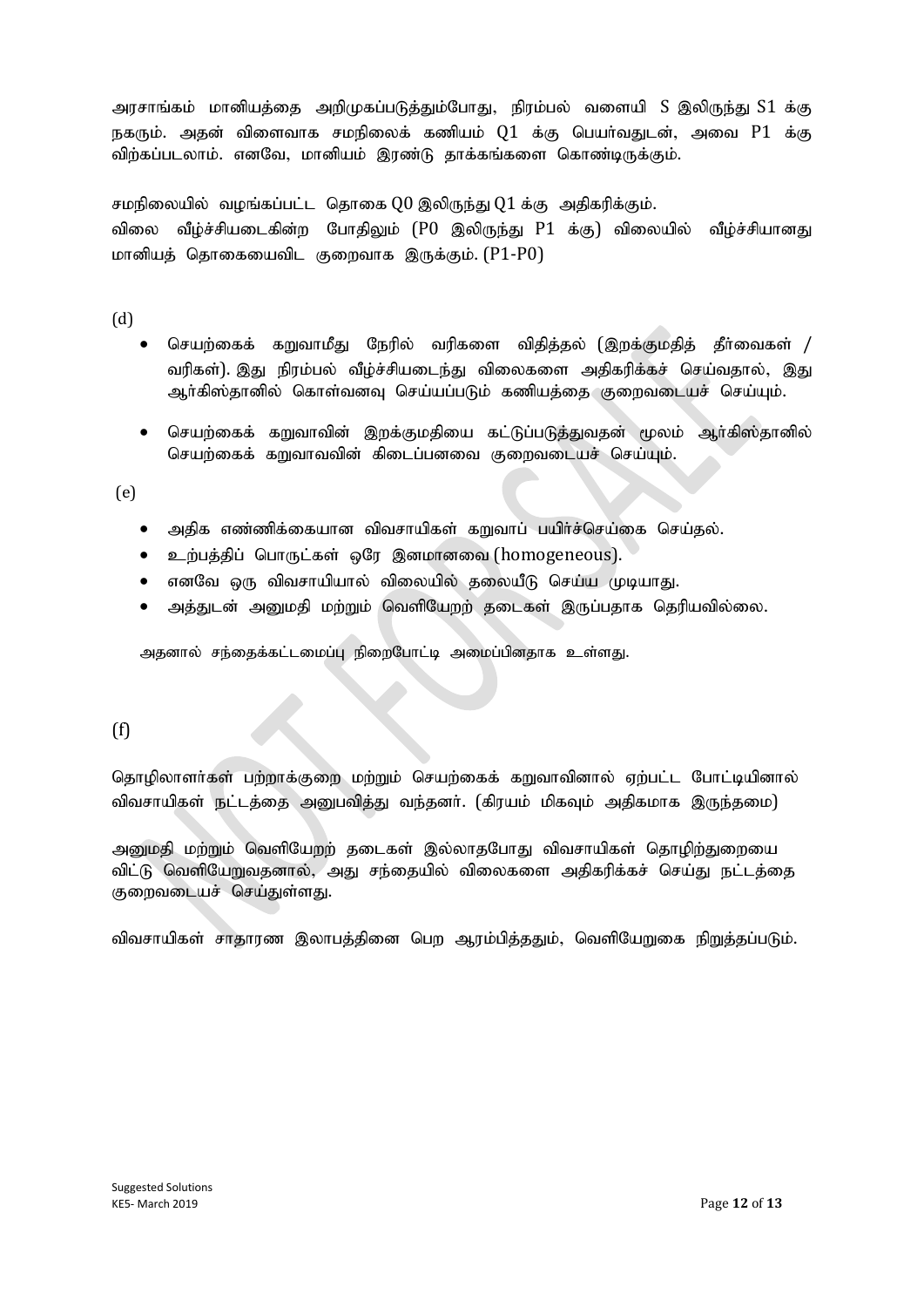அரசாங்கம் மானியத்தை அறிமுகப்படுத்தும்போது, நிரம்பல் வளையி S இலிருந்து S1 க்கு நகரும். அதன் விளைவாக சமநிலைக் கணியம் Q1 க்கு பெயர்வதுடன், அவை P1 க்கு விற்கப்படலாம். எனவே, மானியம் இரண்டு தாக்கங்களை கொண்டிருக்கும்.

சமநிலையில் வழங்கப்பட்ட தொகை Q0 இலிருந்து Q1 க்கு அதிகரிக்கும்.
விலை வீழ்ச்சியடைகின்ற போதிலும் (P0 இலிருந்து P1 க்கு) விலையில் வீழ்ச்சியானது மானியத் தொகையைவிட குறைவாக இருக்கும். (P1-P0)

(d)

- செயற்கைக் கறுவாமீது நேரில் வரிகளை விதித்தல் (இறக்குமதித் தீர்வைகள் / வரிகள்). இது நிரம்பல் வீழ்ச்சியடைந்து விலைகளை அதிகரிக்கச் செய்வதால், இது ஆர்கிஸ்தானில் கொள்வனவு செய்யப்படும் கணியத்தை குறைவடையச் செய்யும்.
- செயற்கைக் கறுவாவின் இறக்குமதியை கட்டுப்படுத்துவதன் மூலம் ஆர்கிஸ்தானில் செயற்கைக் கறுவாவவின் கிடைப்பனவை குறைவடையச் செய்யும்.

(e)

- அதிக எண்ணிக்கையான விவசாயிகள் கறுவாப் பயிர்ச்செய்கை செய்தல்.
- உற்பத்திப் பொருட்கள் ஒரே இனமானவை (homogeneous).
- எனவே ஒரு விவசாயியால் விலையில் தலையீடு செய்ய முடியாது.
- அத்துடன் அனுமதி மற்றும் வெளியேறற் தடைகள் இருப்பதாக தெரியவில்லை.

அதனால் சந்தைக்கட்டமைப்பு நிறைபோட்டி அமைப்பினதாக உள்ளது.

(f)

தொழிலாளர்கள் பற்றாக்குறை மற்றும் செயற்கைக் கறுவாவினால் ஏற்பட்ட போட்டியினால் விவசாயிகள் நட்டத்தை அனுபவித்து வந்தனர். (கிரயம் மிகவும் அதிகமாக இருந்தமை)

அனுமதி மற்றும் வெளியேறற் தடைகள் இல்லாதபோது விவசாயிகள் தொழிற்துறையை விட்டு வெளியேறுவதனால், அது சந்தையில் விலைகளை அதிகரிக்கச் செய்து நட்டத்தை குறைவடையச் செய்துள்ளது.

விவசாயிகள் சாதாரண இலாபத்தினை பெற ஆரம்பித்ததும், வெளியேறுகை நிறுத்தப்படும்.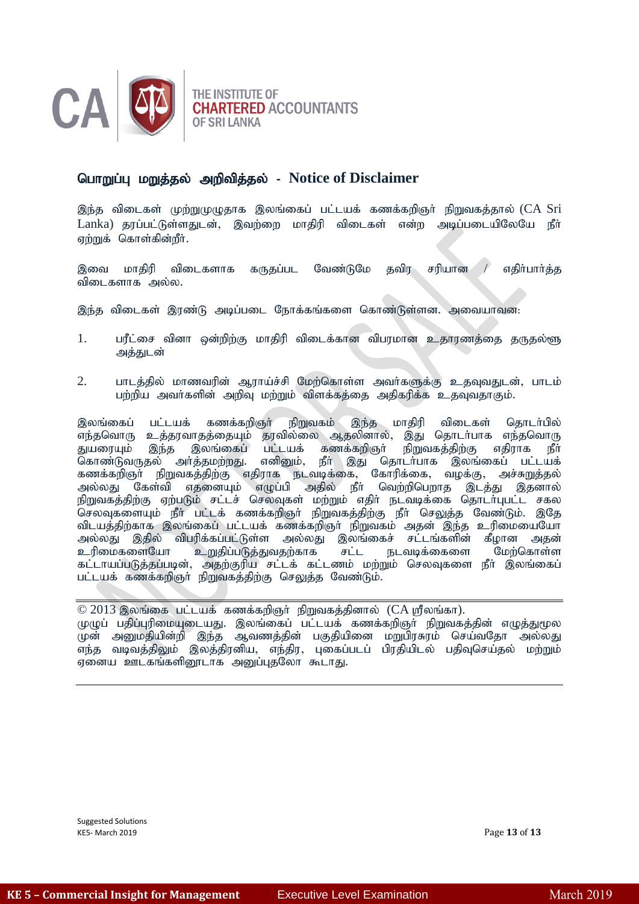## பொறுப்பு மறுத்தல் அறிவித்தல் - Notice of Disclaimer

இந்த விடைகள் முற்றுமுழுதாக இலங்கைப் பட்டயக் கணக்கறிஞர் நிறுவகத்தால் (CA Sri Lanka) தரப்பட்டுள்ளதுடன், இவற்றை மாதிரி விடைகள் என்ற அடிப்படையிலேயே நீர் ஏற்றுக் கொள்கின்றீர்.

இவை மாதிரி விடைகளாக கருதப்பட வேண்டுமே தவிர சரியான / எதிர்பார்த்த விடைகளாக அல்ல.

இந்த விடைகள் இரண்டு அடிப்படை நோக்கங்களை கொண்டுள்ளன. அவையாவன:

1. பரீட்சை வினா ஒன்றிற்கு மாதிரி விடைக்கான விபரமான உதாரணத்தை தருதலுடன் அத்துடன்

2. பாடத்தில் மாணவரின் ஆராய்ச்சி மேற்கொள்ள அவர்களுக்கு உதவுவதுடன், பாடம் பற்றிய அவர்களின் அறிவு மற்றும் விளக்கத்தை அதிகரிக்க உதவுவதாகும்.

இலங்கைப் பட்டயக் கணக்கறிஞர் நிறுவகம் இந்த மாதிரி விடைகள் தொடர்பில் எந்தவொரு உத்தரவாதத்தையும் தரவில்லை ஆதலினால், இது தொடர்பாக எந்தவொரு துயரையும் இந்த இலங்கைப் பட்டயக் கணக்கறிஞர் நிறுவகத்திற்கு எதிராக நீர் கொண்டுவருதல் அர்த்தமற்றது. எனினும், நீர் இது தொடர்பாக இலங்கைப் பட்டயக் கணக்கறிஞர் நிறுவகத்திற்கு எதிராக நடவடிக்கை, கோரிக்கை, வழக்கு, அச்சுறுத்தல் அல்லது கேள்வி எதனையும் எழுப்பி அதில் நீர் வெற்றிபெறாத இடத்து இதனால் நிறுவகத்திற்கு ஏற்படும் சட்டச் செலவுகள் மற்றும் எதிர் நடவடிக்கை தொடர்புபட்ட சகல செலவுகளையும் நீர் பட்டக் கணக்கறிஞர் நிறுவகத்திற்கு நீர் செலுத்த வேண்டும். இதே விடயத்திற்காக இலங்கைப் பட்டயக் கணக்கறிஞர் நிறுவகம் அதன் இந்த உரிமையையோ அல்லது இதில் விபரிக்கப்பட்டுள்ள அல்லது இலங்கைச் சட்டங்களின் கீழான அதன் உரிமைகளையோ உறுதிப்படுத்துவதற்காக சட்ட நடவடிக்கைளை மேற்கொள்ள கட்டாயப்படுத்தப்படின், அதற்குரிய சட்டக் கட்டணம் மற்றும் செலவுகளை நீர் இலங்கைப் பட்டயக் கணக்கறிஞர் நிறுவகத்திற்கு செலுத்த வேண்டும்.

---

© 2013 இலங்கை பட்டயக் கணக்கறிஞர் நிறுவகத்தினால் (CA ஸ்ரீலங்கா).
முழுப் பதிப்புரிமையுடையது. இலங்கைப் பட்டயக் கணக்கறிஞர் நிறுவகத்தின் எழுத்துமூல முன் அனுமதியின்றி இந்த ஆவணத்தின் பகுதியினை மறுபிரசுரம் செய்வதோ அல்லது எந்த வடிவத்திலும் இலத்திரனிய, எந்திர, புகைப்படப் பிரதியிடல் பதிவுசெய்தல் மற்றும் ஏனைய ஊடகங்களினூடாக அனுப்புதலோ கூடாது.

---